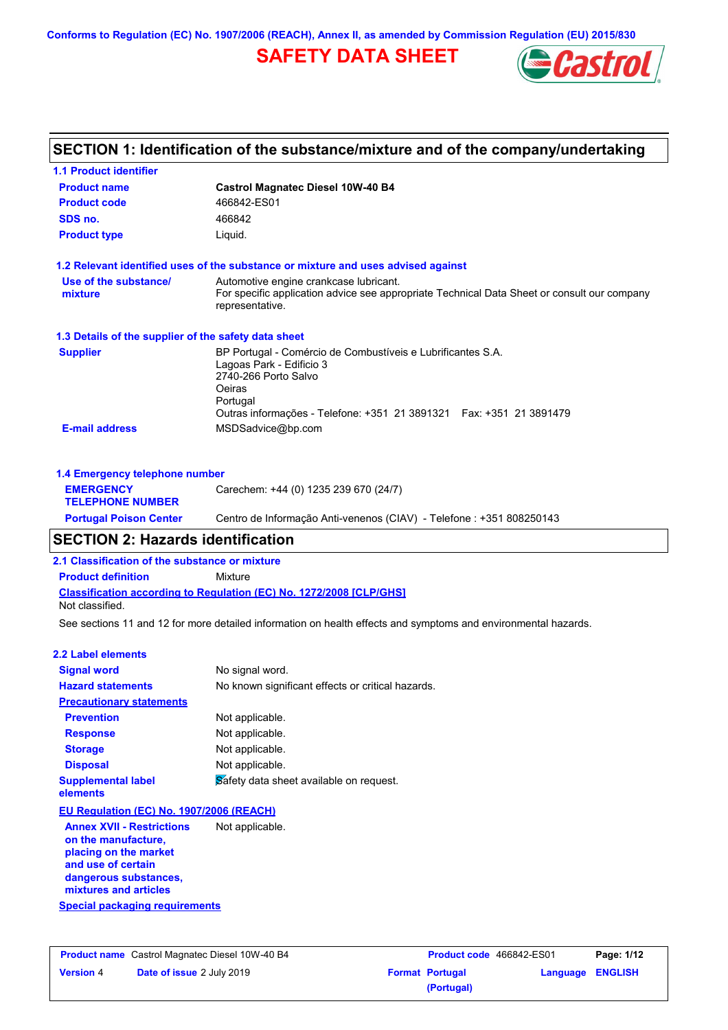Conforms to Regulation (EC) No. 1907/2006 (REACH), Annex II, as amended by Commission Regulation (EU) 2015/830

# SAFETY DATA SHEET

## SECTION 1: Identification of the substance/mixture and of the company/undertaking

### 1.1 Product identifier

| | |
|---|---|
| **Product name** | **Castrol Magnatec Diesel 10W-40 B4** |
| **Product code** | 466842-ES01 |
| **SDS no.** | 466842 |
| **Product type** | Liquid. |

### 1.2 Relevant identified uses of the substance or mixture and uses advised against

| | |
|---|---|
| **Use of the substance/ mixture** | Automotive engine crankcase lubricant. For specific application advice see appropriate Technical Data Sheet or consult our company representative. |

### 1.3 Details of the supplier of the safety data sheet

| | |
|---|---|
| **Supplier** | BP Portugal - Comércio de Combustíveis e Lubrificantes S.A. Lagoas Park - Edifício 3 2740-266 Porto Salvo Oeiras Portugal Outras informações - Telefone: +351 21 3891321 Fax: +351 21 3891479 |
| **E-mail address** | MSDSadvice@bp.com |

### 1.4 Emergency telephone number

| | |
|---|---|
| **EMERGENCY TELEPHONE NUMBER** | Carechem: +44 (0) 1235 239 670 (24/7) |
| **Portugal Poison Center** | Centro de Informação Anti-venenos (CIAV) - Telefone : +351 808250143 |

## SECTION 2: Hazards identification

### 2.1 Classification of the substance or mixture

**Product definition** Mixture

**Classification according to Regulation (EC) No. 1272/2008 [CLP/GHS]**

Not classified.

See sections 11 and 12 for more detailed information on health effects and symptoms and environmental hazards.

### 2.2 Label elements

| | |
|---|---|
| **Signal word** | No signal word. |
| **Hazard statements** | No known significant effects or critical hazards. |
| **Precautionary statements** | |
| **Prevention** | Not applicable. |
| **Response** | Not applicable. |
| **Storage** | Not applicable. |
| **Disposal** | Not applicable. |
| **Supplemental label elements** | Safety data sheet available on request. |

**EU Regulation (EC) No. 1907/2006 (REACH)**

| | |
|---|---|
| **Annex XVII - Restrictions on the manufacture, placing on the market and use of certain dangerous substances, mixtures and articles** | Not applicable. |

**Special packaging requirements**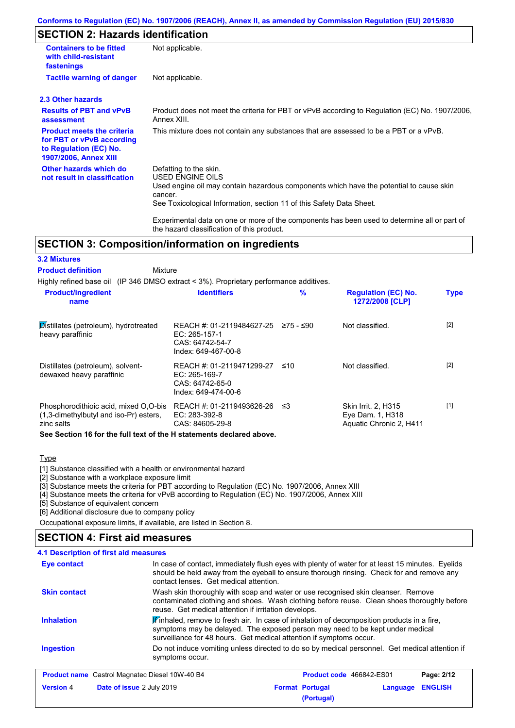## SECTION 2: Hazards identification

| | |
|---|---|
| **Containers to be fitted with child-resistant fastenings** | Not applicable. |
| **Tactile warning of danger** | Not applicable. |

### 2.3 Other hazards

| | |
|---|---|
| **Results of PBT and vPvB assessment** | Product does not meet the criteria for PBT or vPvB according to Regulation (EC) No. 1907/2006, Annex XIII. |
| **Product meets the criteria for PBT or vPvB according to Regulation (EC) No. 1907/2006, Annex XIII** | This mixture does not contain any substances that are assessed to be a PBT or a vPvB. |
| **Other hazards which do not result in classification** | Defatting to the skin.<br>USED ENGINE OILS<br>Used engine oil may contain hazardous components which have the potential to cause skin cancer.<br>See Toxicological Information, section 11 of this Safety Data Sheet.<br><br>Experimental data on one or more of the components has been used to determine all or part of the hazard classification of this product. |

## SECTION 3: Composition/information on ingredients

### 3.2 Mixtures

**Product definition** Mixture

Highly refined base oil (IP 346 DMSO extract < 3%). Proprietary performance additives.

| Product/ingredient name | Identifiers | % | Regulation (EC) No. 1272/2008 [CLP] | Type |
|---|---|---|---|---|
| Distillates (petroleum), hydrotreated heavy paraffinic | REACH #: 01-2119484627-25<br>EC: 265-157-1<br>CAS: 64742-54-7<br>Index: 649-467-00-8 | ≥75 - ≤90 | Not classified. | [2] |
| Distillates (petroleum), solvent-dewaxed heavy paraffinic | REACH #: 01-2119471299-27<br>EC: 265-169-7<br>CAS: 64742-65-0<br>Index: 649-474-00-6 | ≤10 | Not classified. | [2] |
| Phosphorodithioic acid, mixed O,O-bis (1,3-dimethylbutyl and iso-Pr) esters, zinc salts | REACH #: 01-2119493626-26<br>EC: 283-392-8<br>CAS: 84605-29-8 | ≤3 | Skin Irrit. 2, H315<br>Eye Dam. 1, H318<br>Aquatic Chronic 2, H411 | [1] |

**See Section 16 for the full text of the H statements declared above.**

Type

[1] Substance classified with a health or environmental hazard
[2] Substance with a workplace exposure limit
[3] Substance meets the criteria for PBT according to Regulation (EC) No. 1907/2006, Annex XIII
[4] Substance meets the criteria for vPvB according to Regulation (EC) No. 1907/2006, Annex XIII
[5] Substance of equivalent concern
[6] Additional disclosure due to company policy

Occupational exposure limits, if available, are listed in Section 8.

## SECTION 4: First aid measures

### 4.1 Description of first aid measures

| | |
|---|---|
| **Eye contact** | In case of contact, immediately flush eyes with plenty of water for at least 15 minutes. Eyelids should be held away from the eyeball to ensure thorough rinsing. Check for and remove any contact lenses. Get medical attention. |
| **Skin contact** | Wash skin thoroughly with soap and water or use recognised skin cleanser. Remove contaminated clothing and shoes. Wash clothing before reuse. Clean shoes thoroughly before reuse. Get medical attention if irritation develops. |
| **Inhalation** | If inhaled, remove to fresh air. In case of inhalation of decomposition products in a fire, symptoms may be delayed. The exposed person may need to be kept under medical surveillance for 48 hours. Get medical attention if symptoms occur. |
| **Ingestion** | Do not induce vomiting unless directed to do so by medical personnel. Get medical attention if symptoms occur. |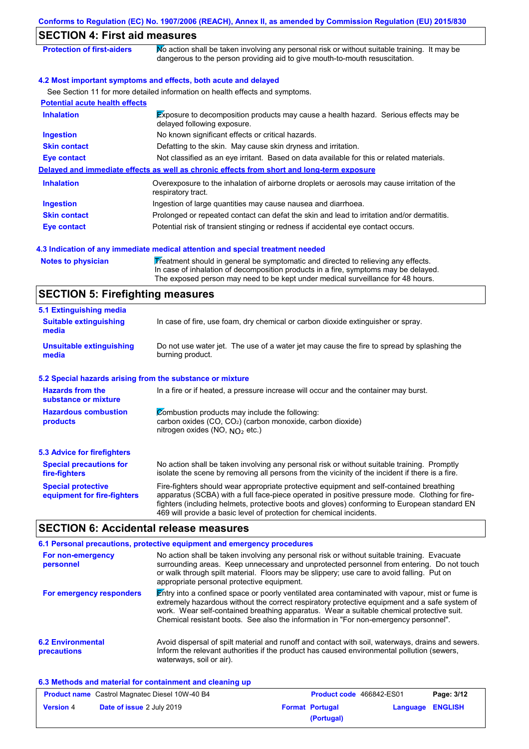## SECTION 4: First aid measures

| | |
|---|---|
| **Protection of first-aiders** | No action shall be taken involving any personal risk or without suitable training. It may be dangerous to the person providing aid to give mouth-to-mouth resuscitation. |

### 4.2 Most important symptoms and effects, both acute and delayed

See Section 11 for more detailed information on health effects and symptoms.

**Potential acute health effects**

| | |
|---|---|
| **Inhalation** | Exposure to decomposition products may cause a health hazard. Serious effects may be delayed following exposure. |
| **Ingestion** | No known significant effects or critical hazards. |
| **Skin contact** | Defatting to the skin. May cause skin dryness and irritation. |
| **Eye contact** | Not classified as an eye irritant. Based on data available for this or related materials. |

**Delayed and immediate effects as well as chronic effects from short and long-term exposure**

| | |
|---|---|
| **Inhalation** | Overexposure to the inhalation of airborne droplets or aerosols may cause irritation of the respiratory tract. |
| **Ingestion** | Ingestion of large quantities may cause nausea and diarrhoea. |
| **Skin contact** | Prolonged or repeated contact can defat the skin and lead to irritation and/or dermatitis. |
| **Eye contact** | Potential risk of transient stinging or redness if accidental eye contact occurs. |

### 4.3 Indication of any immediate medical attention and special treatment needed

| | |
|---|---|
| **Notes to physician** | Treatment should in general be symptomatic and directed to relieving any effects. In case of inhalation of decomposition products in a fire, symptoms may be delayed. The exposed person may need to be kept under medical surveillance for 48 hours. |

## SECTION 5: Firefighting measures

### 5.1 Extinguishing media

| | |
|---|---|
| **Suitable extinguishing media** | In case of fire, use foam, dry chemical or carbon dioxide extinguisher or spray. |
| **Unsuitable extinguishing media** | Do not use water jet. The use of a water jet may cause the fire to spread by splashing the burning product. |

### 5.2 Special hazards arising from the substance or mixture

| | |
|---|---|
| **Hazards from the substance or mixture** | In a fire or if heated, a pressure increase will occur and the container may burst. |
| **Hazardous combustion products** | Combustion products may include the following: carbon oxides (CO, $CO_2$) (carbon monoxide, carbon dioxide) nitrogen oxides (NO, $NO_2$ etc.) |

### 5.3 Advice for firefighters

| | |
|---|---|
| **Special precautions for fire-fighters** | No action shall be taken involving any personal risk or without suitable training. Promptly isolate the scene by removing all persons from the vicinity of the incident if there is a fire. |
| **Special protective equipment for fire-fighters** | Fire-fighters should wear appropriate protective equipment and self-contained breathing apparatus (SCBA) with a full face-piece operated in positive pressure mode. Clothing for fire-fighters (including helmets, protective boots and gloves) conforming to European standard EN 469 will provide a basic level of protection for chemical incidents. |

## SECTION 6: Accidental release measures

### 6.1 Personal precautions, protective equipment and emergency procedures

| | |
|---|---|
| **For non-emergency personnel** | No action shall be taken involving any personal risk or without suitable training. Evacuate surrounding areas. Keep unnecessary and unprotected personnel from entering. Do not touch or walk through spilt material. Floors may be slippery; use care to avoid falling. Put on appropriate personal protective equipment. |
| **For emergency responders** | Entry into a confined space or poorly ventilated area contaminated with vapour, mist or fume is extremely hazardous without the correct respiratory protective equipment and a safe system of work. Wear self-contained breathing apparatus. Wear a suitable chemical protective suit. Chemical resistant boots. See also the information in "For non-emergency personnel". |

| | |
|---|---|
| **6.2 Environmental precautions** | Avoid dispersal of spilt material and runoff and contact with soil, waterways, drains and sewers. Inform the relevant authorities if the product has caused environmental pollution (sewers, waterways, soil or air). |

### 6.3 Methods and material for containment and cleaning up

| | | | |
|---|---|---|---|
| **Product name** Castrol Magnatec Diesel 10W-40 B4 | | **Product code** 466842-ES01 | **Page:** 3/12 |
| **Version** 4 | **Date of issue** 2 July 2019 | **Format** Portugal (Portugal) | **Language** ENGLISH |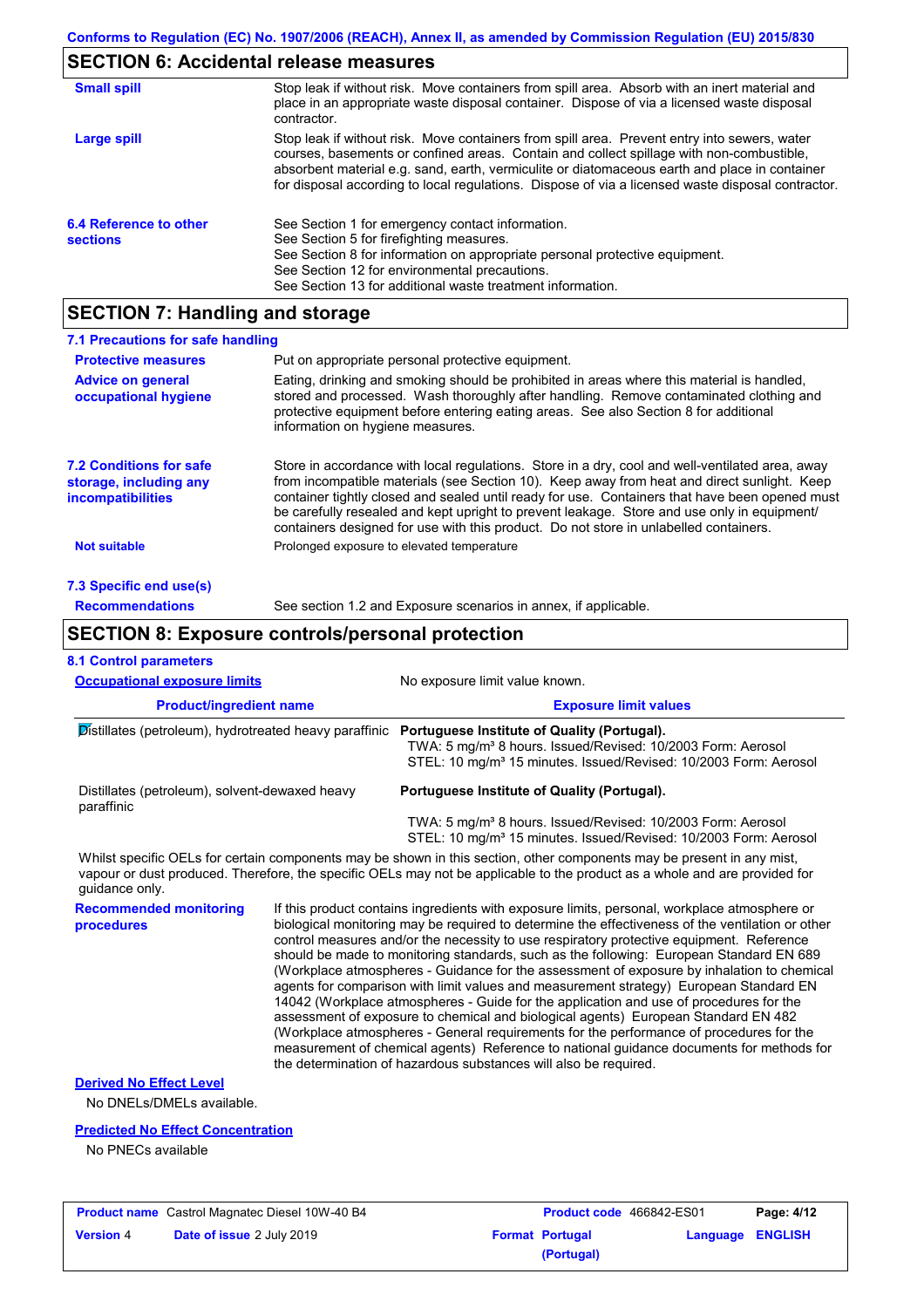## SECTION 6: Accidental release measures

**Small spill**

Stop leak if without risk. Move containers from spill area. Absorb with an inert material and place in an appropriate waste disposal container. Dispose of via a licensed waste disposal contractor.

**Large spill**

Stop leak if without risk. Move containers from spill area. Prevent entry into sewers, water courses, basements or confined areas. Contain and collect spillage with non-combustible, absorbent material e.g. sand, earth, vermiculite or diatomaceous earth and place in container for disposal according to local regulations. Dispose of via a licensed waste disposal contractor.

**6.4 Reference to other sections**

See Section 1 for emergency contact information.
See Section 5 for firefighting measures.
See Section 8 for information on appropriate personal protective equipment.
See Section 12 for environmental precautions.
See Section 13 for additional waste treatment information.

## SECTION 7: Handling and storage

### 7.1 Precautions for safe handling

**Protective measures**

Put on appropriate personal protective equipment.

**Advice on general occupational hygiene**

Eating, drinking and smoking should be prohibited in areas where this material is handled, stored and processed. Wash thoroughly after handling. Remove contaminated clothing and protective equipment before entering eating areas. See also Section 8 for additional information on hygiene measures.

**7.2 Conditions for safe storage, including any incompatibilities**

Store in accordance with local regulations. Store in a dry, cool and well-ventilated area, away from incompatible materials (see Section 10). Keep away from heat and direct sunlight. Keep container tightly closed and sealed until ready for use. Containers that have been opened must be carefully resealed and kept upright to prevent leakage. Store and use only in equipment/ containers designed for use with this product. Do not store in unlabelled containers.

**Not suitable**

Prolonged exposure to elevated temperature

### 7.3 Specific end use(s)

**Recommendations**

See section 1.2 and Exposure scenarios in annex, if applicable.

## SECTION 8: Exposure controls/personal protection

### 8.1 Control parameters

**Occupational exposure limits**

No exposure limit value known.

| Product/ingredient name | Exposure limit values |
|---|---|
| Distillates (petroleum), hydrotreated heavy paraffinic | **Portuguese Institute of Quality (Portugal).** TWA: 5 mg/m³ 8 hours. Issued/Revised: 10/2003 Form: Aerosol STEL: 10 mg/m³ 15 minutes. Issued/Revised: 10/2003 Form: Aerosol |
| Distillates (petroleum), solvent-dewaxed heavy paraffinic | **Portuguese Institute of Quality (Portugal).** TWA: 5 mg/m³ 8 hours. Issued/Revised: 10/2003 Form: Aerosol STEL: 10 mg/m³ 15 minutes. Issued/Revised: 10/2003 Form: Aerosol |

Whilst specific OELs for certain components may be shown in this section, other components may be present in any mist, vapour or dust produced. Therefore, the specific OELs may not be applicable to the product as a whole and are provided for guidance only.

**Recommended monitoring procedures**

If this product contains ingredients with exposure limits, personal, workplace atmosphere or biological monitoring may be required to determine the effectiveness of the ventilation or other control measures and/or the necessity to use respiratory protective equipment. Reference should be made to monitoring standards, such as the following: European Standard EN 689 (Workplace atmospheres - Guidance for the assessment of exposure by inhalation to chemical agents for comparison with limit values and measurement strategy) European Standard EN 14042 (Workplace atmospheres - Guide for the application and use of procedures for the assessment of exposure to chemical and biological agents) European Standard EN 482 (Workplace atmospheres - General requirements for the performance of procedures for the measurement of chemical agents) Reference to national guidance documents for methods for the determination of hazardous substances will also be required.

**Derived No Effect Level**

No DNELs/DMELs available.

**Predicted No Effect Concentration**

No PNECs available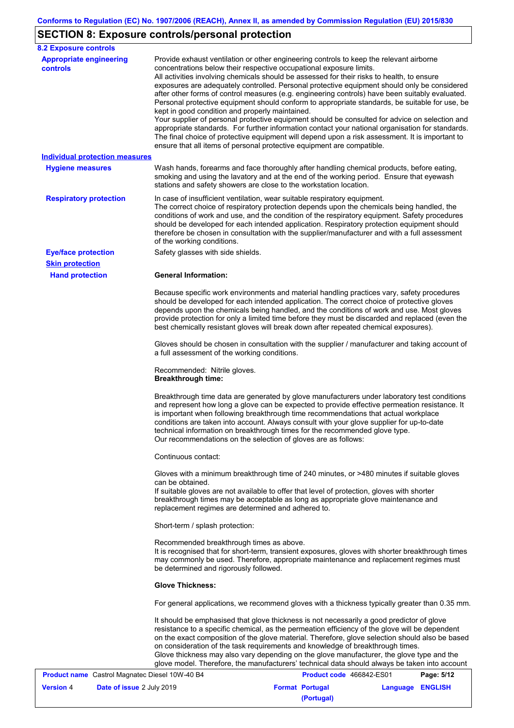# SECTION 8: Exposure controls/personal protection

## 8.2 Exposure controls

**Appropriate engineering controls**

Provide exhaust ventilation or other engineering controls to keep the relevant airborne concentrations below their respective occupational exposure limits.
All activities involving chemicals should be assessed for their risks to health, to ensure exposures are adequately controlled. Personal protective equipment should only be considered after other forms of control measures (e.g. engineering controls) have been suitably evaluated. Personal protective equipment should conform to appropriate standards, be suitable for use, be kept in good condition and properly maintained.
Your supplier of personal protective equipment should be consulted for advice on selection and appropriate standards. For further information contact your national organisation for standards. The final choice of protective equipment will depend upon a risk assessment. It is important to ensure that all items of personal protective equipment are compatible.

**Individual protection measures**

**Hygiene measures**

Wash hands, forearms and face thoroughly after handling chemical products, before eating, smoking and using the lavatory and at the end of the working period. Ensure that eyewash stations and safety showers are close to the workstation location.

**Respiratory protection**

In case of insufficient ventilation, wear suitable respiratory equipment.
The correct choice of respiratory protection depends upon the chemicals being handled, the conditions of work and use, and the condition of the respiratory equipment. Safety procedures should be developed for each intended application. Respiratory protection equipment should therefore be chosen in consultation with the supplier/manufacturer and with a full assessment of the working conditions.

**Eye/face protection**

Safety glasses with side shields.

**Skin protection**

**Hand protection**

**General Information:**

Because specific work environments and material handling practices vary, safety procedures should be developed for each intended application. The correct choice of protective gloves depends upon the chemicals being handled, and the conditions of work and use. Most gloves provide protection for only a limited time before they must be discarded and replaced (even the best chemically resistant gloves will break down after repeated chemical exposures).

Gloves should be chosen in consultation with the supplier / manufacturer and taking account of a full assessment of the working conditions.

Recommended: Nitrile gloves.
**Breakthrough time:**

Breakthrough time data are generated by glove manufacturers under laboratory test conditions and represent how long a glove can be expected to provide effective permeation resistance. It is important when following breakthrough time recommendations that actual workplace conditions are taken into account. Always consult with your glove supplier for up-to-date technical information on breakthrough times for the recommended glove type.
Our recommendations on the selection of gloves are as follows:

Continuous contact:

Gloves with a minimum breakthrough time of 240 minutes, or >480 minutes if suitable gloves can be obtained.
If suitable gloves are not available to offer that level of protection, gloves with shorter breakthrough times may be acceptable as long as appropriate glove maintenance and replacement regimes are determined and adhered to.

Short-term / splash protection:

Recommended breakthrough times as above.
It is recognised that for short-term, transient exposures, gloves with shorter breakthrough times may commonly be used. Therefore, appropriate maintenance and replacement regimes must be determined and rigorously followed.

**Glove Thickness:**

For general applications, we recommend gloves with a thickness typically greater than 0.35 mm.

It should be emphasised that glove thickness is not necessarily a good predictor of glove resistance to a specific chemical, as the permeation efficiency of the glove will be dependent on the exact composition of the glove material. Therefore, glove selection should also be based on consideration of the task requirements and knowledge of breakthrough times.
Glove thickness may also vary depending on the glove manufacturer, the glove type and the glove model. Therefore, the manufacturers' technical data should always be taken into account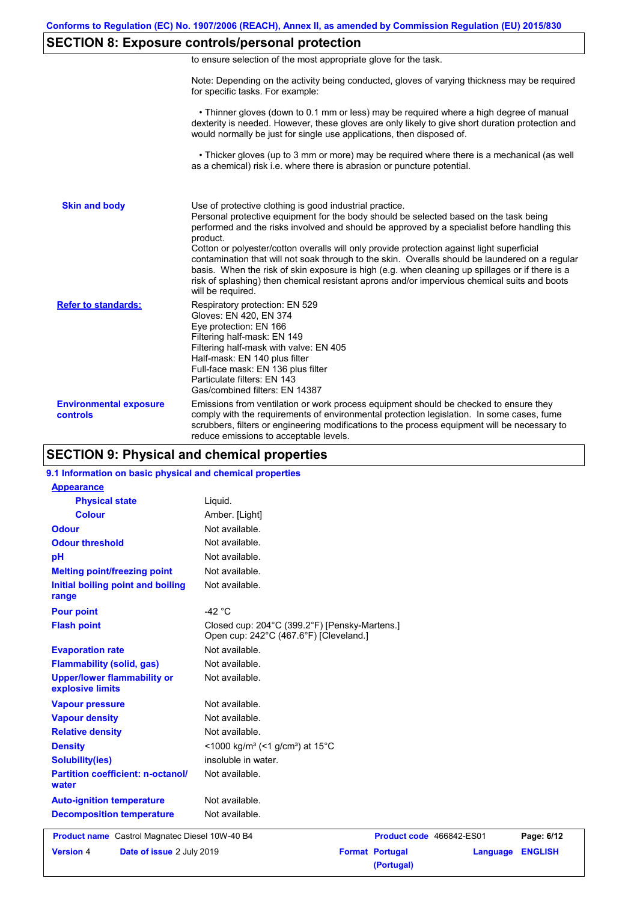## SECTION 8: Exposure controls/personal protection

to ensure selection of the most appropriate glove for the task.

Note: Depending on the activity being conducted, gloves of varying thickness may be required for specific tasks. For example:

- Thinner gloves (down to 0.1 mm or less) may be required where a high degree of manual dexterity is needed. However, these gloves are only likely to give short duration protection and would normally be just for single use applications, then disposed of.
- Thicker gloves (up to 3 mm or more) may be required where there is a mechanical (as well as a chemical) risk i.e. where there is abrasion or puncture potential.

**Skin and body**

Use of protective clothing is good industrial practice.
Personal protective equipment for the body should be selected based on the task being performed and the risks involved and should be approved by a specialist before handling this product.
Cotton or polyester/cotton overalls will only provide protection against light superficial contamination that will not soak through to the skin. Overalls should be laundered on a regular basis. When the risk of skin exposure is high (e.g. when cleaning up spillages or if there is a risk of splashing) then chemical resistant aprons and/or impervious chemical suits and boots will be required.

**Refer to standards:**

Respiratory protection: EN 529
Gloves: EN 420, EN 374
Eye protection: EN 166
Filtering half-mask: EN 149
Filtering half-mask with valve: EN 405
Half-mask: EN 140 plus filter
Full-face mask: EN 136 plus filter
Particulate filters: EN 143
Gas/combined filters: EN 14387

**Environmental exposure controls**

Emissions from ventilation or work process equipment should be checked to ensure they comply with the requirements of environmental protection legislation. In some cases, fume scrubbers, filters or engineering modifications to the process equipment will be necessary to reduce emissions to acceptable levels.

## SECTION 9: Physical and chemical properties

### 9.1 Information on basic physical and chemical properties

**Appearance**

| Property | Value |
|---|---|
| Physical state | Liquid. |
| Colour | Amber. [Light] |
| Odour | Not available. |
| Odour threshold | Not available. |
| pH | Not available. |
| Melting point/freezing point | Not available. |
| Initial boiling point and boiling range | Not available. |
| Pour point | -42 °C |
| Flash point | Closed cup: 204°C (399.2°F) [Pensky-Martens.] Open cup: 242°C (467.6°F) [Cleveland.] |
| Evaporation rate | Not available. |
| Flammability (solid, gas) | Not available. |
| Upper/lower flammability or explosive limits | Not available. |
| Vapour pressure | Not available. |
| Vapour density | Not available. |
| Relative density | Not available. |
| Density | <1000 kg/m³ (<1 g/cm³) at 15°C |
| Solubility(ies) | insoluble in water. |
| Partition coefficient: n-octanol/water | Not available. |
| Auto-ignition temperature | Not available. |
| Decomposition temperature | Not available. |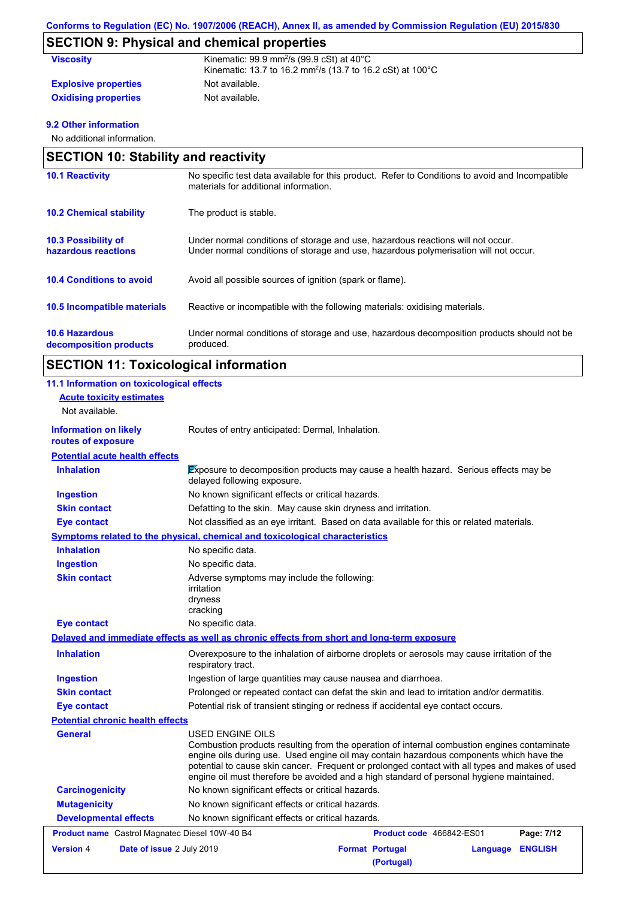## SECTION 9: Physical and chemical properties

| | |
|---|---|
| **Viscosity** | Kinematic: 99.9 mm²/s (99.9 cSt) at 40°C<br>Kinematic: 13.7 to 16.2 mm²/s (13.7 to 16.2 cSt) at 100°C |
| **Explosive properties** | Not available. |
| **Oxidising properties** | Not available. |

### 9.2 Other information

No additional information.

## SECTION 10: Stability and reactivity

| | |
|---|---|
| **10.1 Reactivity** | No specific test data available for this product. Refer to Conditions to avoid and Incompatible materials for additional information. |
| **10.2 Chemical stability** | The product is stable. |
| **10.3 Possibility of hazardous reactions** | Under normal conditions of storage and use, hazardous reactions will not occur.<br>Under normal conditions of storage and use, hazardous polymerisation will not occur. |
| **10.4 Conditions to avoid** | Avoid all possible sources of ignition (spark or flame). |
| **10.5 Incompatible materials** | Reactive or incompatible with the following materials: oxidising materials. |
| **10.6 Hazardous decomposition products** | Under normal conditions of storage and use, hazardous decomposition products should not be produced. |

## SECTION 11: Toxicological information

### 11.1 Information on toxicological effects

**Acute toxicity estimates**

Not available.

**Information on likely routes of exposure**: Routes of entry anticipated: Dermal, Inhalation.

**Potential acute health effects**

| | |
|---|---|
| **Inhalation** | Exposure to decomposition products may cause a health hazard. Serious effects may be delayed following exposure. |
| **Ingestion** | No known significant effects or critical hazards. |
| **Skin contact** | Defatting to the skin. May cause skin dryness and irritation. |
| **Eye contact** | Not classified as an eye irritant. Based on data available for this or related materials. |

**Symptoms related to the physical, chemical and toxicological characteristics**

| | |
|---|---|
| **Inhalation** | No specific data. |
| **Ingestion** | No specific data. |
| **Skin contact** | Adverse symptoms may include the following:<br>irritation<br>dryness<br>cracking |
| **Eye contact** | No specific data. |

**Delayed and immediate effects as well as chronic effects from short and long-term exposure**

| | |
|---|---|
| **Inhalation** | Overexposure to the inhalation of airborne droplets or aerosols may cause irritation of the respiratory tract. |
| **Ingestion** | Ingestion of large quantities may cause nausea and diarrhoea. |
| **Skin contact** | Prolonged or repeated contact can defat the skin and lead to irritation and/or dermatitis. |
| **Eye contact** | Potential risk of transient stinging or redness if accidental eye contact occurs. |

**Potential chronic health effects**

| | |
|---|---|
| **General** | USED ENGINE OILS<br>Combustion products resulting from the operation of internal combustion engines contaminate engine oils during use. Used engine oil may contain hazardous components which have the potential to cause skin cancer. Frequent or prolonged contact with all types and makes of used engine oil must therefore be avoided and a high standard of personal hygiene maintained. |
| **Carcinogenicity** | No known significant effects or critical hazards. |
| **Mutagenicity** | No known significant effects or critical hazards. |
| **Developmental effects** | No known significant effects or critical hazards. |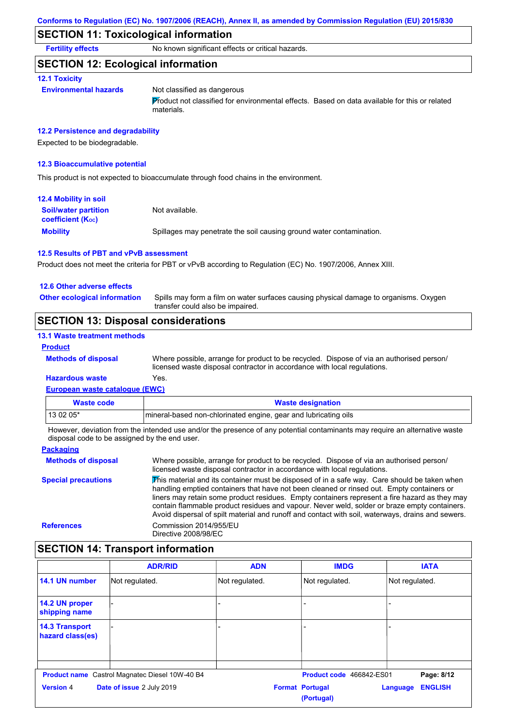## SECTION 11: Toxicological information

**Fertility effects** No known significant effects or critical hazards.

## SECTION 12: Ecological information

### 12.1 Toxicity

**Environmental hazards** Not classified as dangerous

Product not classified for environmental effects. Based on data available for this or related materials.

### 12.2 Persistence and degradability

Expected to be biodegradable.

### 12.3 Bioaccumulative potential

This product is not expected to bioaccumulate through food chains in the environment.

### 12.4 Mobility in soil

**Soil/water partition coefficient ($K_{OC}$)** Not available.

**Mobility** Spillages may penetrate the soil causing ground water contamination.

### 12.5 Results of PBT and vPvB assessment

Product does not meet the criteria for PBT or vPvB according to Regulation (EC) No. 1907/2006, Annex XIII.

### 12.6 Other adverse effects

**Other ecological information** Spills may form a film on water surfaces causing physical damage to organisms. Oxygen transfer could also be impaired.

## SECTION 13: Disposal considerations

### 13.1 Waste treatment methods

**Product**

**Methods of disposal** Where possible, arrange for product to be recycled. Dispose of via an authorised person/ licensed waste disposal contractor in accordance with local regulations.

**Hazardous waste** Yes.

**European waste catalogue (EWC)**

| Waste code | Waste designation |
|---|---|
| 13 02 05* | mineral-based non-chlorinated engine, gear and lubricating oils |

However, deviation from the intended use and/or the presence of any potential contaminants may require an alternative waste disposal code to be assigned by the end user.

**Packaging**

**Methods of disposal** Where possible, arrange for product to be recycled. Dispose of via an authorised person/ licensed waste disposal contractor in accordance with local regulations.

**Special precautions** This material and its container must be disposed of in a safe way. Care should be taken when handling emptied containers that have not been cleaned or rinsed out. Empty containers or liners may retain some product residues. Empty containers represent a fire hazard as they may contain flammable product residues and vapour. Never weld, solder or braze empty containers. Avoid dispersal of spilt material and runoff and contact with soil, waterways, drains and sewers.

**References** Commission 2014/955/EU
Directive 2008/98/EC

## SECTION 14: Transport information

| | ADR/RID | ADN | IMDG | IATA |
|---|---|---|---|---|
| 14.1 UN number | Not regulated. | Not regulated. | Not regulated. | Not regulated. |
| 14.2 UN proper shipping name | - | - | - | - |
| 14.3 Transport hazard class(es) | - | - | - | - |

**Product name** Castrol Magnatec Diesel 10W-40 B4 **Product code** 466842-ES01

**Version** 4 **Date of issue** 2 July 2019 **Format** Portugal (Portugal) **Language** ENGLISH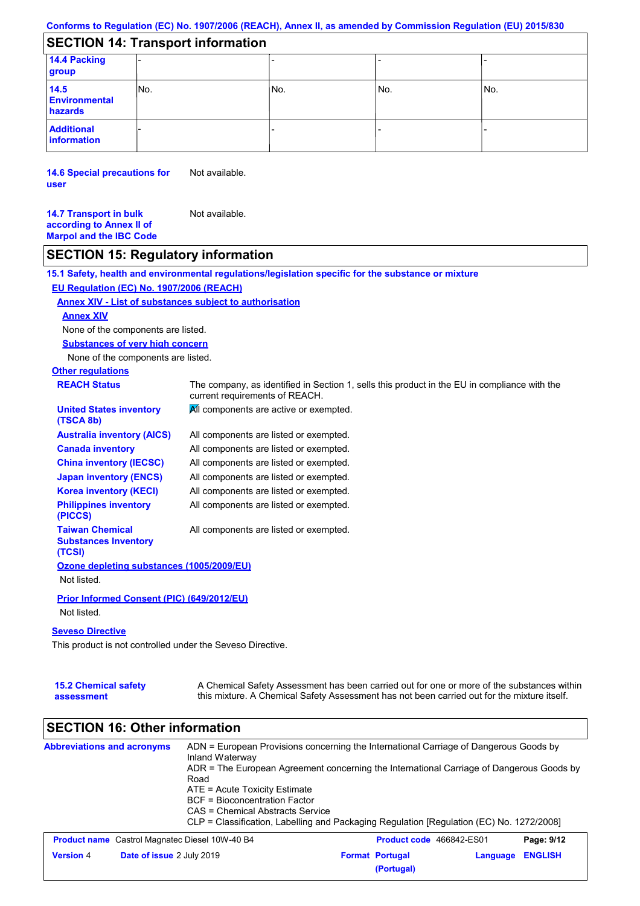## SECTION 14: Transport information

| | | | | |
|---|---|---|---|---|
| **14.4 Packing group** | - | - | - | - |
| **14.5 Environmental hazards** | No. | No. | No. | No. |
| **Additional information** | - | - | - | - |

**14.6 Special precautions for user** Not available.

**14.7 Transport in bulk according to Annex II of Marpol and the IBC Code** Not available.

## SECTION 15: Regulatory information

**15.1 Safety, health and environmental regulations/legislation specific for the substance or mixture**

**EU Regulation (EC) No. 1907/2006 (REACH)**

**Annex XIV - List of substances subject to authorisation**

**Annex XIV**

None of the components are listed.

**Substances of very high concern**

None of the components are listed.

**Other regulations**

| | |
|---|---|
| **REACH Status** | The company, as identified in Section 1, sells this product in the EU in compliance with the current requirements of REACH. |
| **United States inventory (TSCA 8b)** | All components are active or exempted. |
| **Australia inventory (AICS)** | All components are listed or exempted. |
| **Canada inventory** | All components are listed or exempted. |
| **China inventory (IECSC)** | All components are listed or exempted. |
| **Japan inventory (ENCS)** | All components are listed or exempted. |
| **Korea inventory (KECI)** | All components are listed or exempted. |
| **Philippines inventory (PICCS)** | All components are listed or exempted. |
| **Taiwan Chemical Substances Inventory (TCSI)** | All components are listed or exempted. |

**Ozone depleting substances (1005/2009/EU)**

Not listed.

**Prior Informed Consent (PIC) (649/2012/EU)**

Not listed.

**Seveso Directive**

This product is not controlled under the Seveso Directive.

**15.2 Chemical safety assessment** A Chemical Safety Assessment has been carried out for one or more of the substances within this mixture. A Chemical Safety Assessment has not been carried out for the mixture itself.

## SECTION 16: Other information

**Abbreviations and acronyms**

ADN = European Provisions concerning the International Carriage of Dangerous Goods by Inland Waterway
ADR = The European Agreement concerning the International Carriage of Dangerous Goods by Road
ATE = Acute Toxicity Estimate
BCF = Bioconcentration Factor
CAS = Chemical Abstracts Service
CLP = Classification, Labelling and Packaging Regulation [Regulation (EC) No. 1272/2008]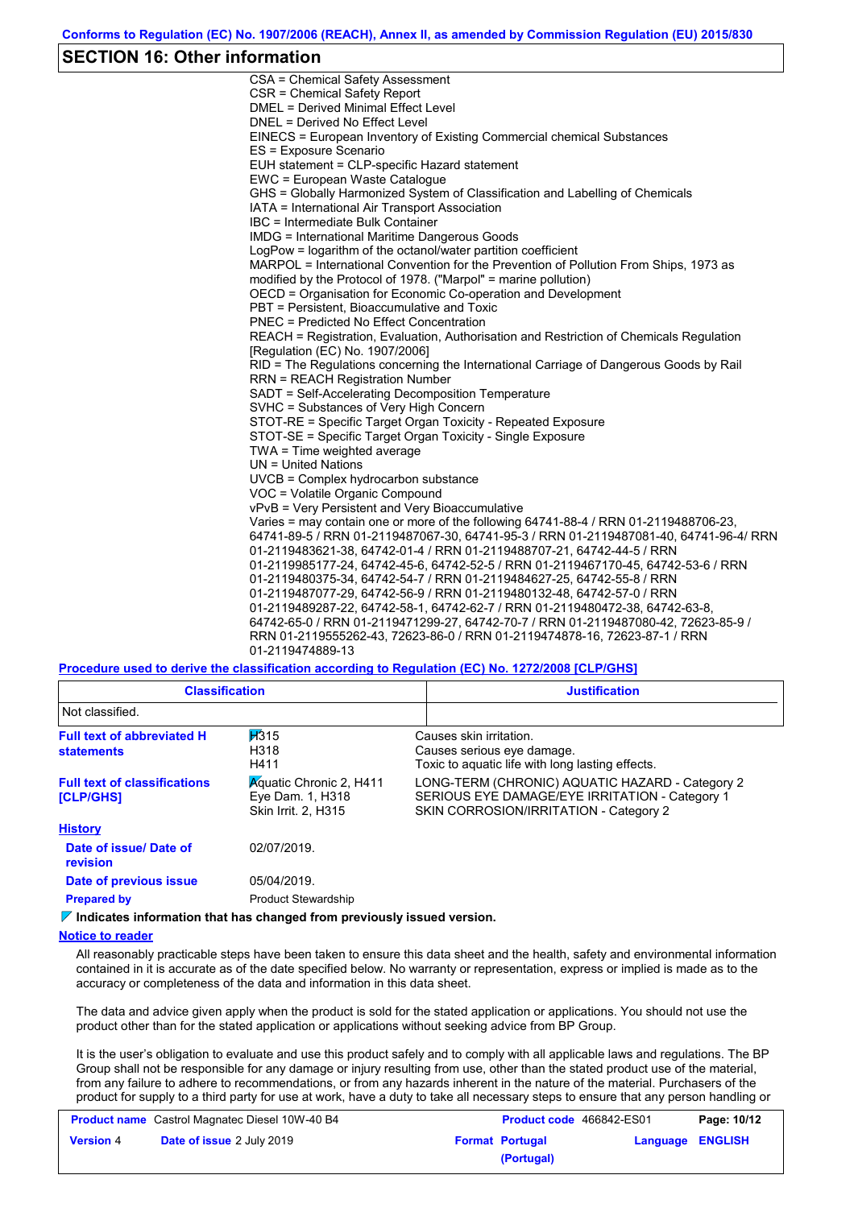## SECTION 16: Other information

CSA = Chemical Safety Assessment
CSR = Chemical Safety Report
DMEL = Derived Minimal Effect Level
DNEL = Derived No Effect Level
EINECS = European Inventory of Existing Commercial chemical Substances
ES = Exposure Scenario
EUH statement = CLP-specific Hazard statement
EWC = European Waste Catalogue
GHS = Globally Harmonized System of Classification and Labelling of Chemicals
IATA = International Air Transport Association
IBC = Intermediate Bulk Container
IMDG = International Maritime Dangerous Goods
LogPow = logarithm of the octanol/water partition coefficient
MARPOL = International Convention for the Prevention of Pollution From Ships, 1973 as modified by the Protocol of 1978. ("Marpol" = marine pollution)
OECD = Organisation for Economic Co-operation and Development
PBT = Persistent, Bioaccumulative and Toxic
PNEC = Predicted No Effect Concentration
REACH = Registration, Evaluation, Authorisation and Restriction of Chemicals Regulation [Regulation (EC) No. 1907/2006]
RID = The Regulations concerning the International Carriage of Dangerous Goods by Rail
RRN = REACH Registration Number
SADT = Self-Accelerating Decomposition Temperature
SVHC = Substances of Very High Concern
STOT-RE = Specific Target Organ Toxicity - Repeated Exposure
STOT-SE = Specific Target Organ Toxicity - Single Exposure
TWA = Time weighted average
UN = United Nations
UVCB = Complex hydrocarbon substance
VOC = Volatile Organic Compound
vPvB = Very Persistent and Very Bioaccumulative
Varies = may contain one or more of the following 64741-88-4 / RRN 01-2119488706-23, 64741-89-5 / RRN 01-2119487067-30, 64741-95-3 / RRN 01-2119487081-40, 64741-96-4/ RRN 01-2119483621-38, 64742-01-4 / RRN 01-2119488707-21, 64742-44-5 / RRN 01-2119985177-24, 64742-45-6, 64742-52-5 / RRN 01-2119467170-45, 64742-53-6 / RRN 01-2119480375-34, 64742-54-7 / RRN 01-2119484627-25, 64742-55-8 / RRN 01-2119487077-29, 64742-56-9 / RRN 01-2119480132-48, 64742-57-0 / RRN 01-2119489287-22, 64742-58-1, 64742-62-7 / RRN 01-2119480472-38, 64742-63-8, 64742-65-0 / RRN 01-2119471299-27, 64742-70-7 / RRN 01-2119487080-42, 72623-85-9 / RRN 01-2119555262-43, 72623-86-0 / RRN 01-2119474878-16, 72623-87-1 / RRN 01-2119474889-13

**Procedure used to derive the classification according to Regulation (EC) No. 1272/2008 [CLP/GHS]**

| Classification | Justification |
|---|---|
| Not classified. | |

**Full text of abbreviated H statements**

| | |
|---|---|
| H315 | Causes skin irritation. |
| H318 | Causes serious eye damage. |
| H411 | Toxic to aquatic life with long lasting effects. |

**Full text of classifications [CLP/GHS]**

| | |
|---|---|
| Aquatic Chronic 2, H411 | LONG-TERM (CHRONIC) AQUATIC HAZARD - Category 2 |
| Eye Dam. 1, H318 | SERIOUS EYE DAMAGE/EYE IRRITATION - Category 1 |
| Skin Irrit. 2, H315 | SKIN CORROSION/IRRITATION - Category 2 |

**History**

**Date of issue/ Date of revision:** 02/07/2019.

**Date of previous issue:** 05/04/2019.

**Prepared by:** Product Stewardship

**Indicates information that has changed from previously issued version.**

**Notice to reader**

All reasonably practicable steps have been taken to ensure this data sheet and the health, safety and environmental information contained in it is accurate as of the date specified below. No warranty or representation, express or implied is made as to the accuracy or completeness of the data and information in this data sheet.

The data and advice given apply when the product is sold for the stated application or applications. You should not use the product other than for the stated application or applications without seeking advice from BP Group.

It is the user's obligation to evaluate and use this product safely and to comply with all applicable laws and regulations. The BP Group shall not be responsible for any damage or injury resulting from use, other than the stated product use of the material, from any failure to adhere to recommendations, or from any hazards inherent in the nature of the material. Purchasers of the product for supply to a third party for use at work, have a duty to take all necessary steps to ensure that any person handling or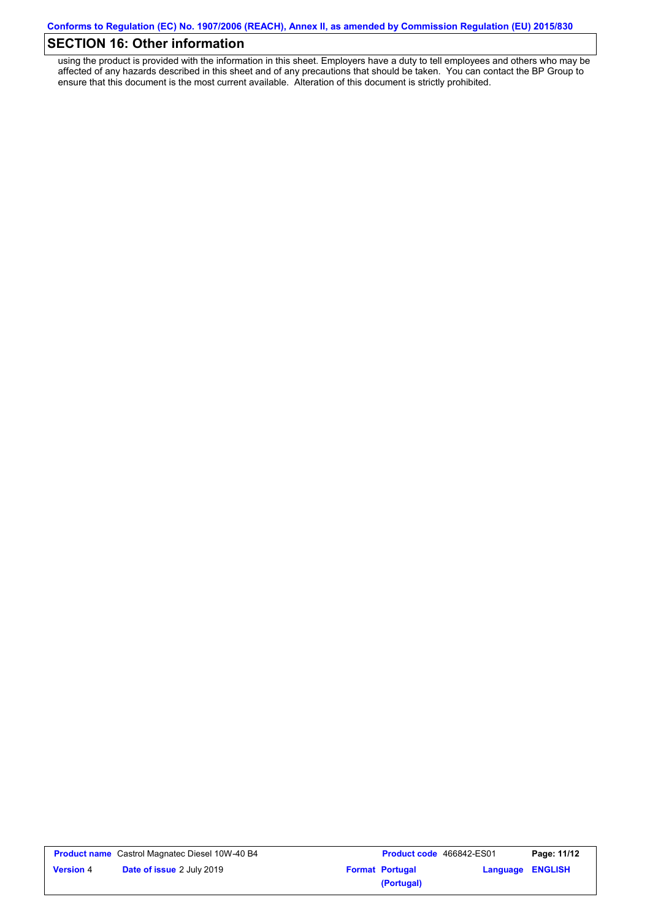## SECTION 16: Other information

using the product is provided with the information in this sheet. Employers have a duty to tell employees and others who may be affected of any hazards described in this sheet and of any precautions that should be taken. You can contact the BP Group to ensure that this document is the most current available. Alteration of this document is strictly prohibited.